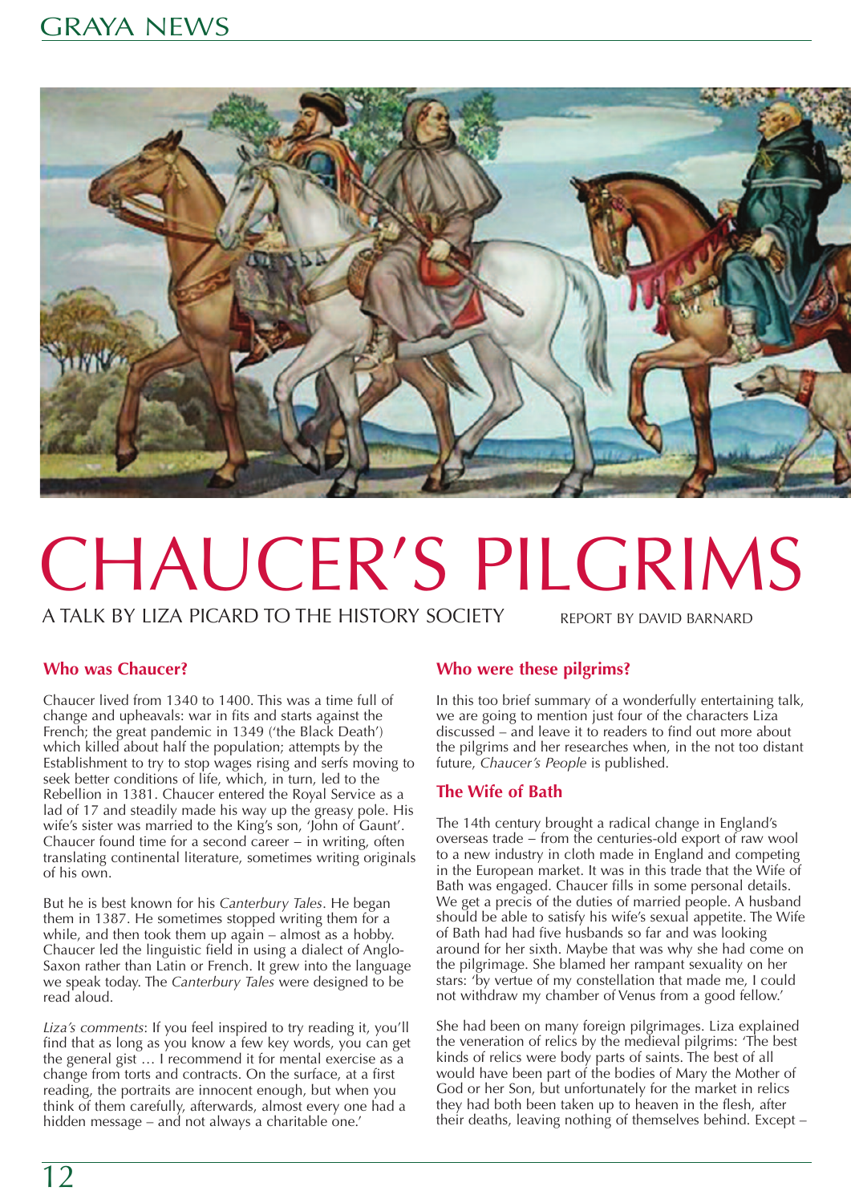# CHAUCER'S PILGRIMS

A TALK BY LIZA PICARD TO THE HISTORY SOCIETY

REPORT BY DAVID BARNARD

### Who was Chaucer?

Chaucer lived from 1340 to 1400. This was a time full of change and upheavals: war in fits and starts against the French; the great pandemic in 1349 ('the Black Death') which killed about half the population; attempts by the Establishment to try to stop wages rising and serfs moving to seek better conditions of life, which, in turn, led to the Rebellion in 1381. Chaucer entered the Royal Service as a lad of 17 and steadily made his way up the greasy pole. His wife's sister was married to the King's son, 'John of Gaunt'. Chaucer found time for a second career – in writing, often translating continental literature, sometimes writing originals of his own.

But he is best known for his *Canterbury Tales*. He began them in 1387. He sometimes stopped writing them for a while, and then took them up again – almost as a hobby. Chaucer led the linguistic field in using a dialect of Anglo-Saxon rather than Latin or French. It grew into the language we speak today. The *Canterbury Tales* were designed to be read aloud.

*Liza's comments*: If you feel inspired to try reading it, you'll find that as long as you know a few key words, you can get the general gist … I recommend it for mental exercise as a change from torts and contracts. On the surface, at a first reading, the portraits are innocent enough, but when you think of them carefully, afterwards, almost every one had a hidden message – and not always a charitable one.'

### Who were these pilgrims?

In this too brief summary of a wonderfully entertaining talk, we are going to mention just four of the characters Liza discussed – and leave it to readers to find out more about the pilgrims and her researches when, in the not too distant future, *Chaucer's People* is published.

### The Wife of Bath

The 14th century brought a radical change in England's overseas trade – from the centuries-old export of raw wool to a new industry in cloth made in England and competing in the European market. It was in this trade that the Wife of Bath was engaged. Chaucer fills in some personal details. We get a precis of the duties of married people. A husband should be able to satisfy his wife's sexual appetite. The Wife of Bath had had five husbands so far and was looking around for her sixth. Maybe that was why she had come on the pilgrimage. She blamed her rampant sexuality on her stars: 'by vertue of my constellation that made me, I could not withdraw my chamber of Venus from a good fellow.'

She had been on many foreign pilgrimages. Liza explained the veneration of relics by the medieval pilgrims: 'The best kinds of relics were body parts of saints. The best of all would have been part of the bodies of Mary the Mother of God or her Son, but unfortunately for the market in relics they had both been taken up to heaven in the flesh, after their deaths, leaving nothing of themselves behind. Except –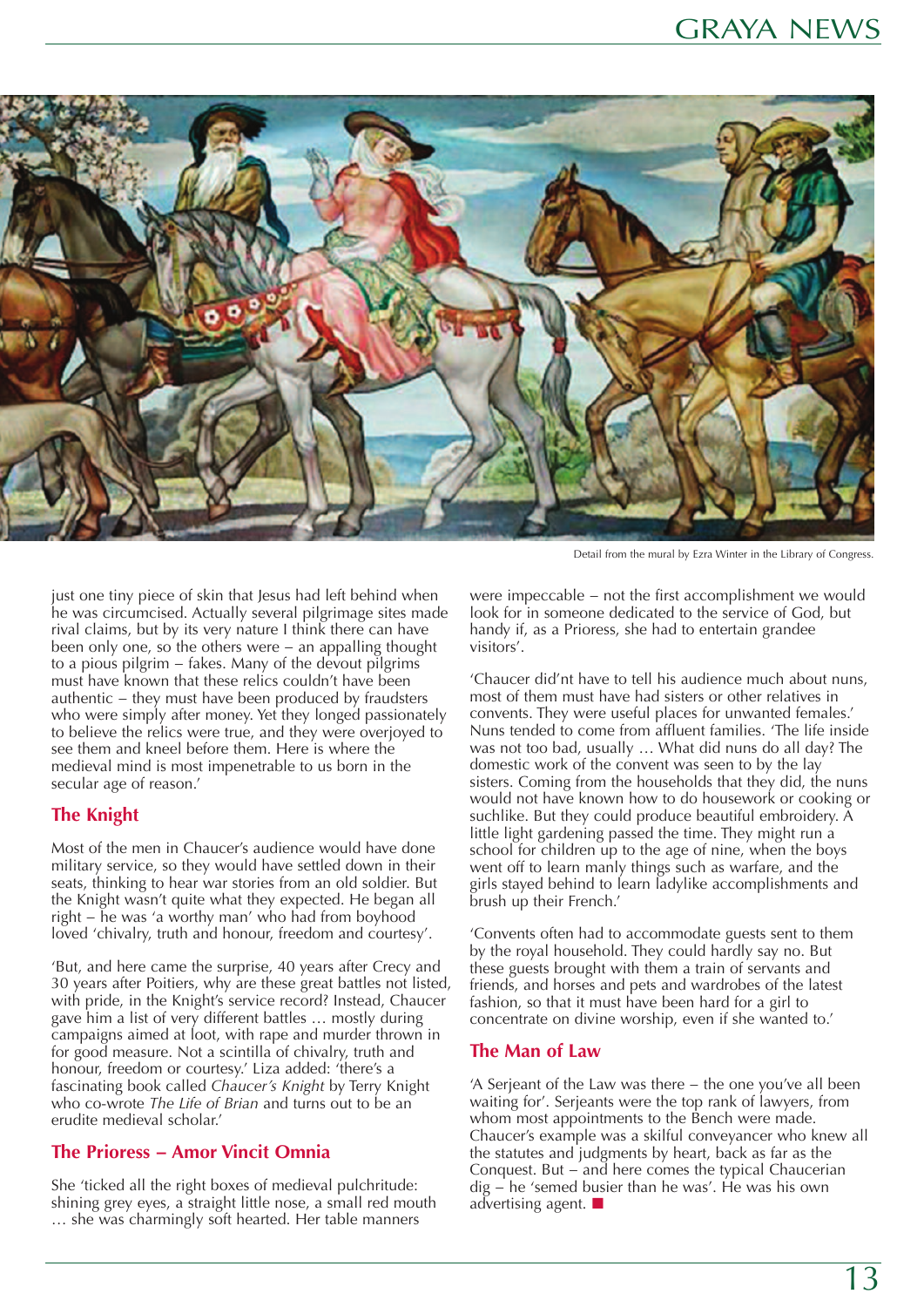Detail from the mural by Ezra Winter in the Library of Congress.

just one tiny piece of skin that Jesus had left behind when he was circumcised. Actually several pilgrimage sites made rival claims, but by its very nature I think there can have been only one, so the others were – an appalling thought to a pious pilgrim – fakes. Many of the devout pilgrims must have known that these relics couldn't have been authentic – they must have been produced by fraudsters who were simply after money. Yet they longed passionately to believe the relics were true, and they were overjoyed to see them and kneel before them. Here is where the medieval mind is most impenetrable to us born in the secular age of reason.'

## The Knight

Most of the men in Chaucer's audience would have done military service, so they would have settled down in their seats, thinking to hear war stories from an old soldier. But the Knight wasn't quite what they expected. He began all right – he was 'a worthy man' who had from boyhood loved 'chivalry, truth and honour, freedom and courtesy'.

'But, and here came the surprise, 40 years after Crecy and 30 years after Poitiers, why are these great battles not listed, with pride, in the Knight's service record? Instead, Chaucer gave him a list of very different battles … mostly during campaigns aimed at loot, with rape and murder thrown in for good measure. Not a scintilla of chivalry, truth and honour, freedom or courtesy.' Liza added: 'there's a fascinating book called *Chaucer's Knight* by Terry Knight who co-wrote *The Life of Brian* and turns out to be an erudite medieval scholar.'

## The Prioress – Amor Vincit Omnia

She 'ticked all the right boxes of medieval pulchritude: shining grey eyes, a straight little nose, a small red mouth … she was charmingly soft hearted. Her table manners were impeccable – not the first accomplishment we would look for in someone dedicated to the service of God, but handy if, as a Prioress, she had to entertain grandee visitors'.

'Chaucer did'nt have to tell his audience much about nuns, most of them must have had sisters or other relatives in convents. They were useful places for unwanted females.' Nuns tended to come from affluent families. 'The life inside was not too bad, usually … What did nuns do all day? The domestic work of the convent was seen to by the lay sisters. Coming from the households that they did, the nuns would not have known how to do housework or cooking or suchlike. But they could produce beautiful embroidery. A little light gardening passed the time. They might run a school for children up to the age of nine, when the boys went off to learn manly things such as warfare, and the girls stayed behind to learn ladylike accomplishments and brush up their French.'

'Convents often had to accommodate guests sent to them by the royal household. They could hardly say no. But these guests brought with them a train of servants and friends, and horses and pets and wardrobes of the latest fashion, so that it must have been hard for a girl to concentrate on divine worship, even if she wanted to.'

## The Man of Law

'A Serjeant of the Law was there – the one you've all been waiting for'. Serjeants were the top rank of lawyers, from whom most appointments to the Bench were made. Chaucer's example was a skilful conveyancer who knew all the statutes and judgments by heart, back as far as the Conquest. But – and here comes the typical Chaucerian dig – he 'semed busier than he was'. He was his own advertising agent. ■